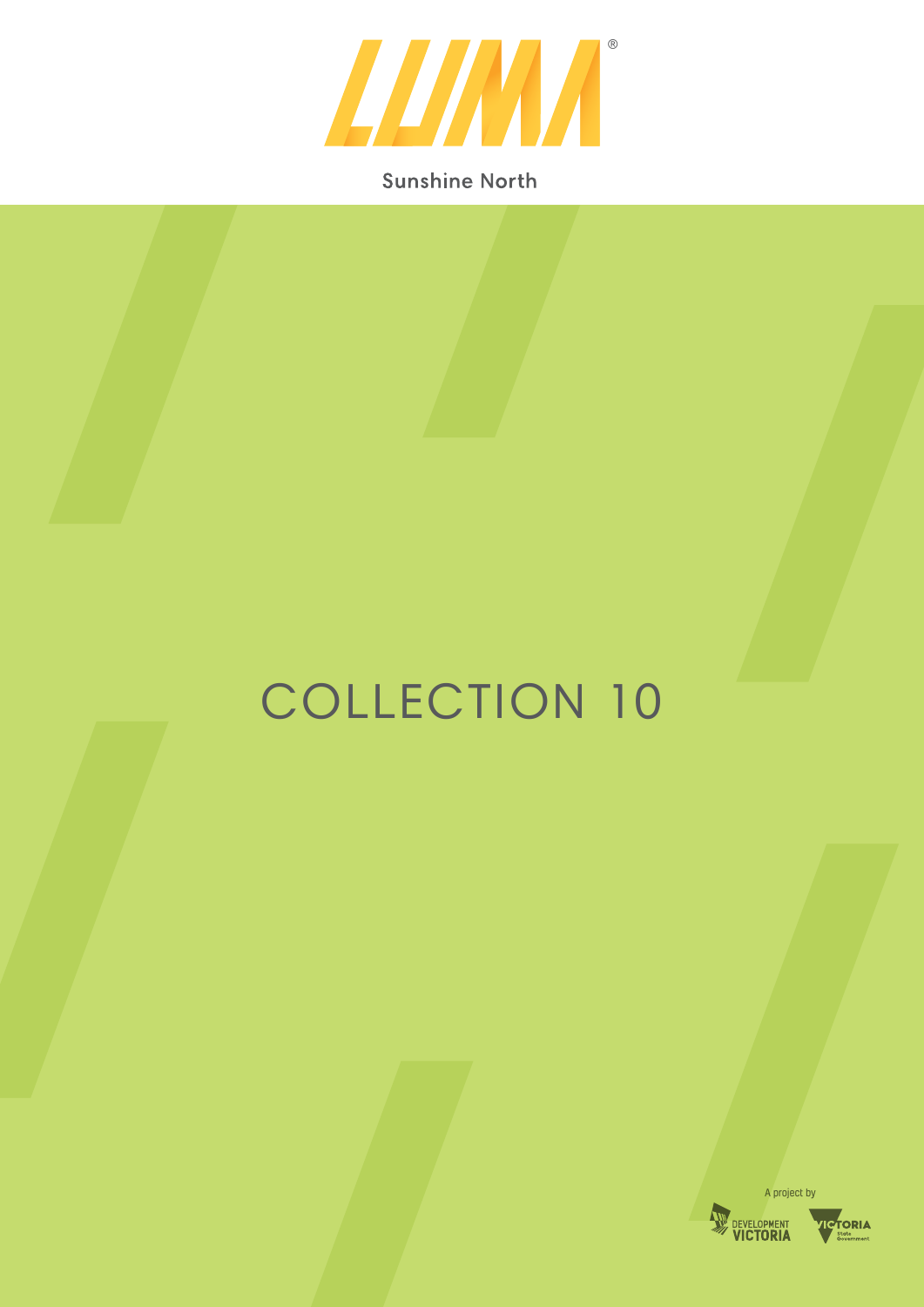# LUMA®

Sunshine North

# COLLECTION 10

A project by

DEVELOPMENT VICTORIA

VICTORIA State Government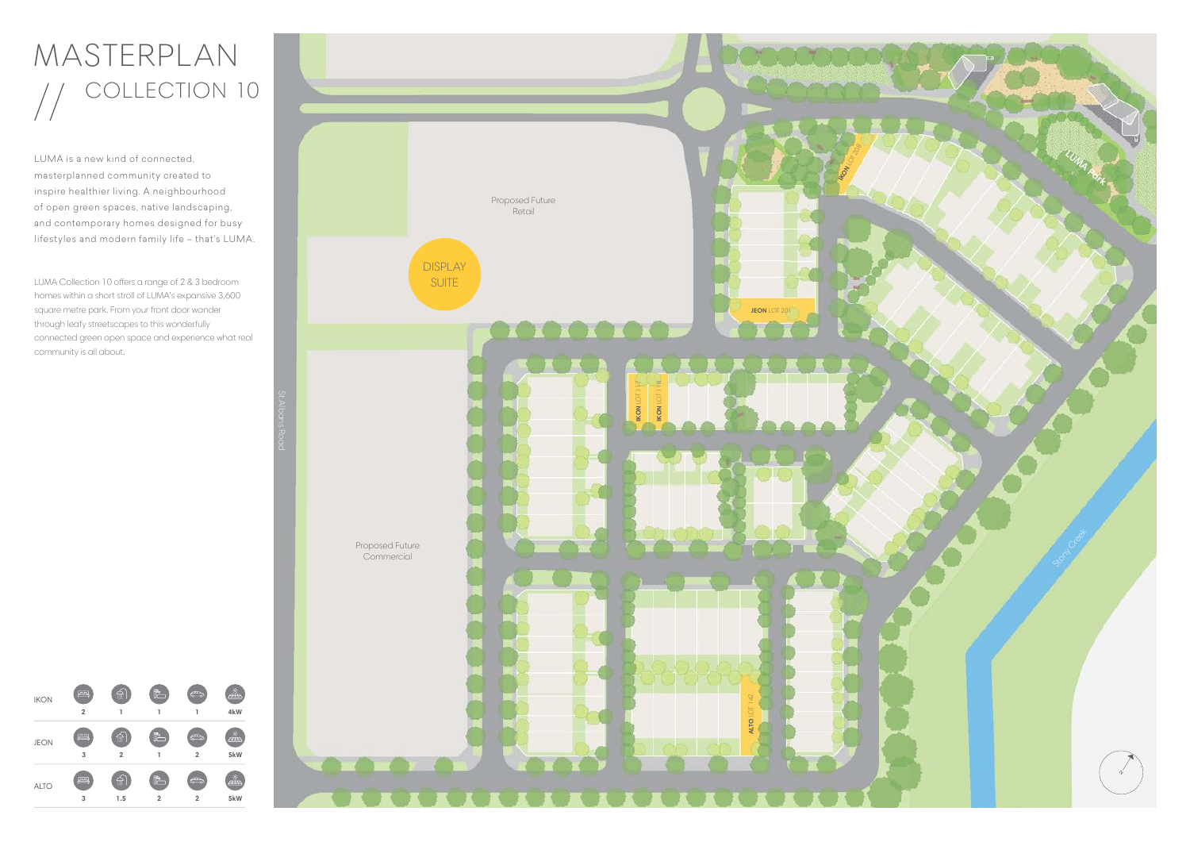# MASTERPLAN

## // COLLECTION 10

LUMA is a new kind of connected, masterplanned community created to inspire healthier living. A neighbourhood of open green spaces, native landscaping, and contemporary homes designed for busy lifestyles and modern family life – that's LUMA.

LUMA Collection 10 offers a range of 2 & 3 bedroom homes within a short stroll of LUMA's expansive 3,600 square metre park. From your front door wander through leafy streetscapes to this wonderfully connected green open space and experience what real community is all about.

| | Bedrooms | Bathrooms | Living | Car | Solar |
|---|---|---|---|---|---|
| IKON | 2 | 1 | 1 | 1 | 4kW |
| JEON | 3 | 2 | 1 | 2 | 5kW |
| ALTO | 3 | 1.5 | 2 | 2 | 5kW |

Proposed Future Retail

DISPLAY SUITE

Proposed Future Commercial

St Albans Road

IKON LOT 208

JEON LOT 201

IKON LOT 117

IKON LOT 118

ALTO LOT 142

LUMA Park

Stony Creek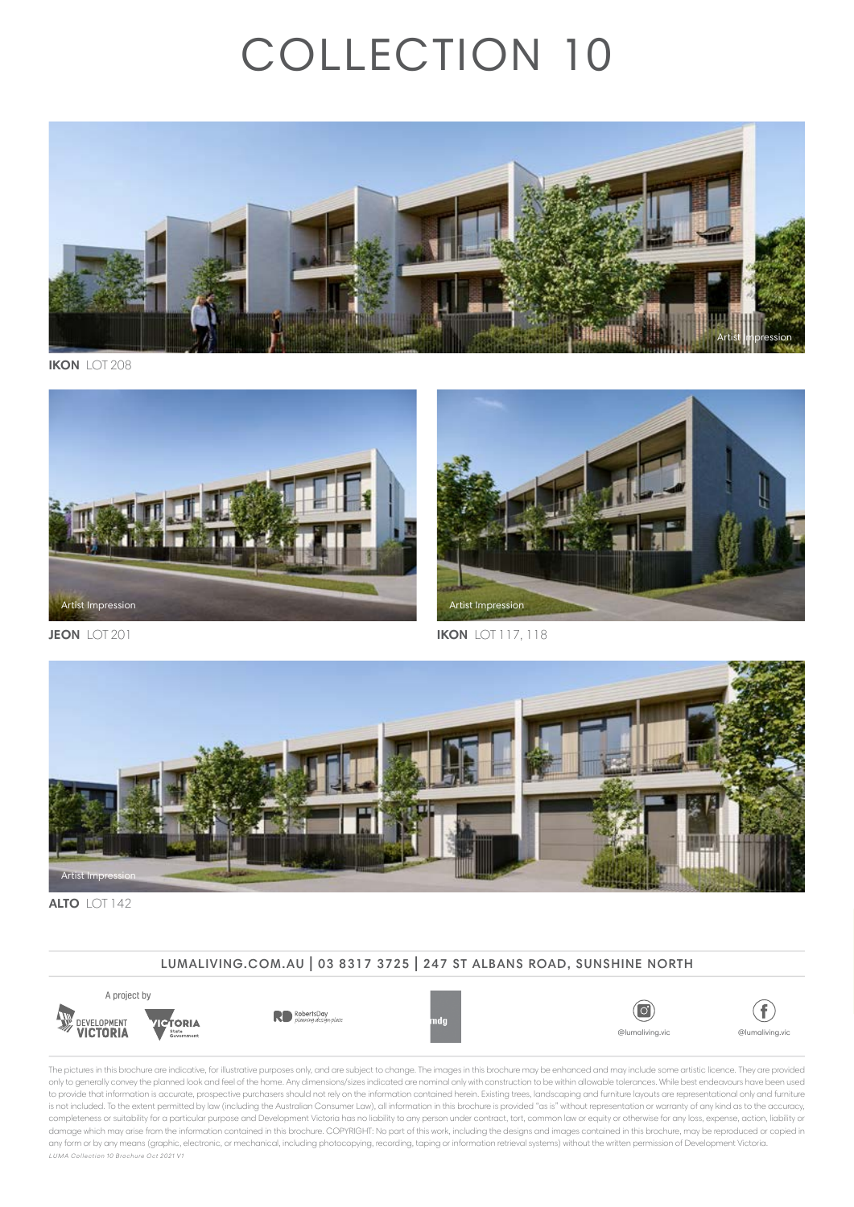# COLLECTION 10

Artist Impression

**IKON** LOT 208

Artist Impression

**JEON** LOT 201

Artist Impression

**IKON** LOT 117, 118

Artist Impression

**ALTO** LOT 142

LUMALIVING.COM.AU | 03 8317 3725 | 247 ST ALBANS ROAD, SUNSHINE NORTH

A project by

DEVELOPMENT VICTORIA

VICTORIA State Government

RobertsDay planning·design·place

mdg

@lumaliving.vic

@lumaliving.vic

The pictures in this brochure are indicative, for illustrative purposes only, and are subject to change. The images in this brochure may be enhanced and may include some artistic licence. They are provided only to generally convey the planned look and feel of the home. Any dimensions/sizes indicated are nominal only with construction to be within allowable tolerances. While best endeavours have been used to provide that information is accurate, prospective purchasers should not rely on the information contained herein. Existing trees, landscaping and furniture layouts are representational only and furniture is not included. To the extent permitted by law (including the Australian Consumer Law), all information in this brochure is provided "as is" without representation or warranty of any kind as to the accuracy, completeness or suitability for a particular purpose and Development Victoria has no liability to any person under contract, tort, common law or equity or otherwise for any loss, expense, action, liability or damage which may arise from the information contained in this brochure. COPYRIGHT: No part of this work, including the designs and images contained in this brochure, may be reproduced or copied in any form or by any means (graphic, electronic, or mechanical, including photocopying, recording, taping or information retrieval systems) without the written permission of Development Victoria.

*LUMA Collection 10 Brochure Oct 2021 V1*